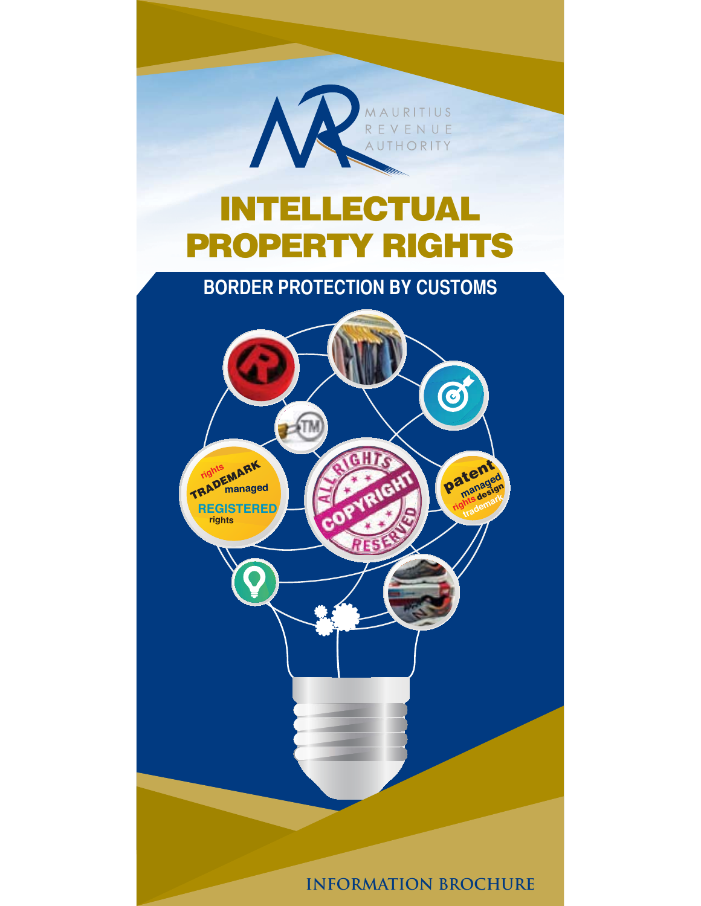MAURITIUS REVENUE AUTHORITY

# INTELLECTUAL PROPERTY RIGHTS

## BORDER PROTECTION BY CUSTOMS

INFORMATION BROCHURE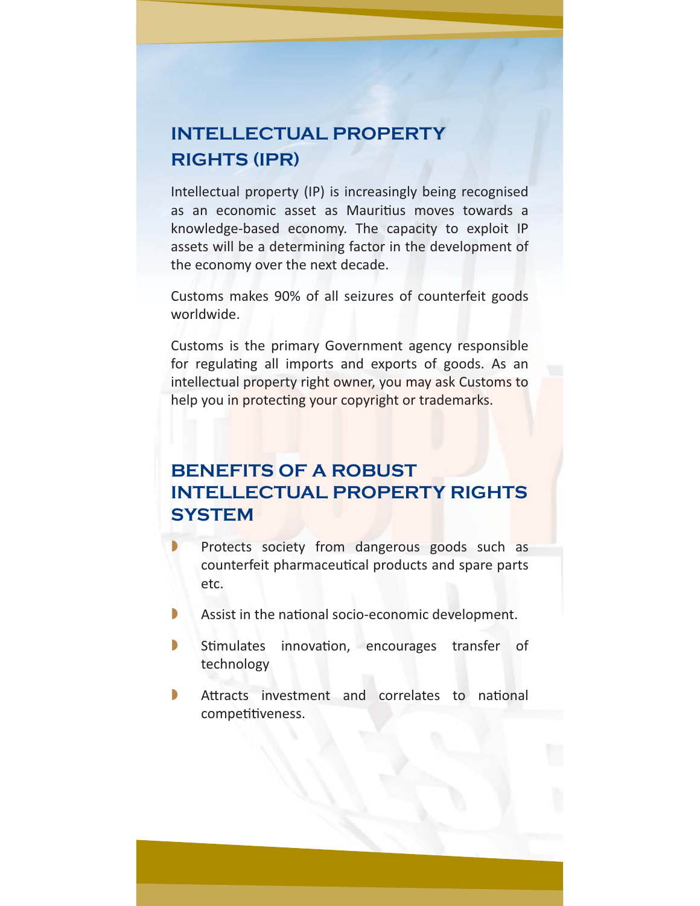## INTELLECTUAL PROPERTY RIGHTS (IPR)

Intellectual property (IP) is increasingly being recognised as an economic asset as Mauritius moves towards a knowledge-based economy. The capacity to exploit IP assets will be a determining factor in the development of the economy over the next decade.

Customs makes 90% of all seizures of counterfeit goods worldwide.

Customs is the primary Government agency responsible for regulating all imports and exports of goods. As an intellectual property right owner, you may ask Customs to help you in protecting your copyright or trademarks.

## BENEFITS OF A ROBUST INTELLECTUAL PROPERTY RIGHTS SYSTEM

- Protects society from dangerous goods such as counterfeit pharmaceutical products and spare parts etc.
- Assist in the national socio-economic development.
- Stimulates innovation, encourages transfer of technology
- Attracts investment and correlates to national competitiveness.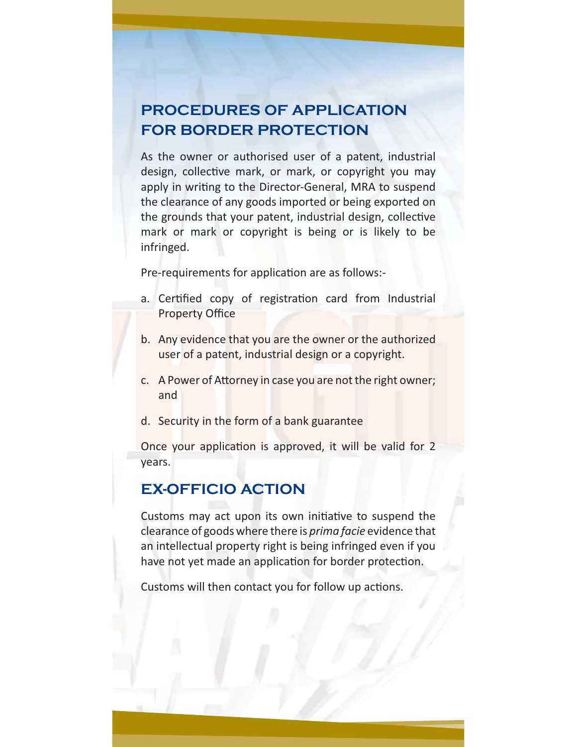## PROCEDURES OF APPLICATION FOR BORDER PROTECTION

As the owner or authorised user of a patent, industrial design, collective mark, or mark, or copyright you may apply in writing to the Director-General, MRA to suspend the clearance of any goods imported or being exported on the grounds that your patent, industrial design, collective mark or mark or copyright is being or is likely to be infringed.

Pre-requirements for application are as follows:-

a. Certified copy of registration card from Industrial Property Office

b. Any evidence that you are the owner or the authorized user of a patent, industrial design or a copyright.

c. A Power of Attorney in case you are not the right owner; and

d. Security in the form of a bank guarantee

Once your application is approved, it will be valid for 2 years.

## EX-OFFICIO ACTION

Customs may act upon its own initiative to suspend the clearance of goods where there is *prima facie* evidence that an intellectual property right is being infringed even if you have not yet made an application for border protection.

Customs will then contact you for follow up actions.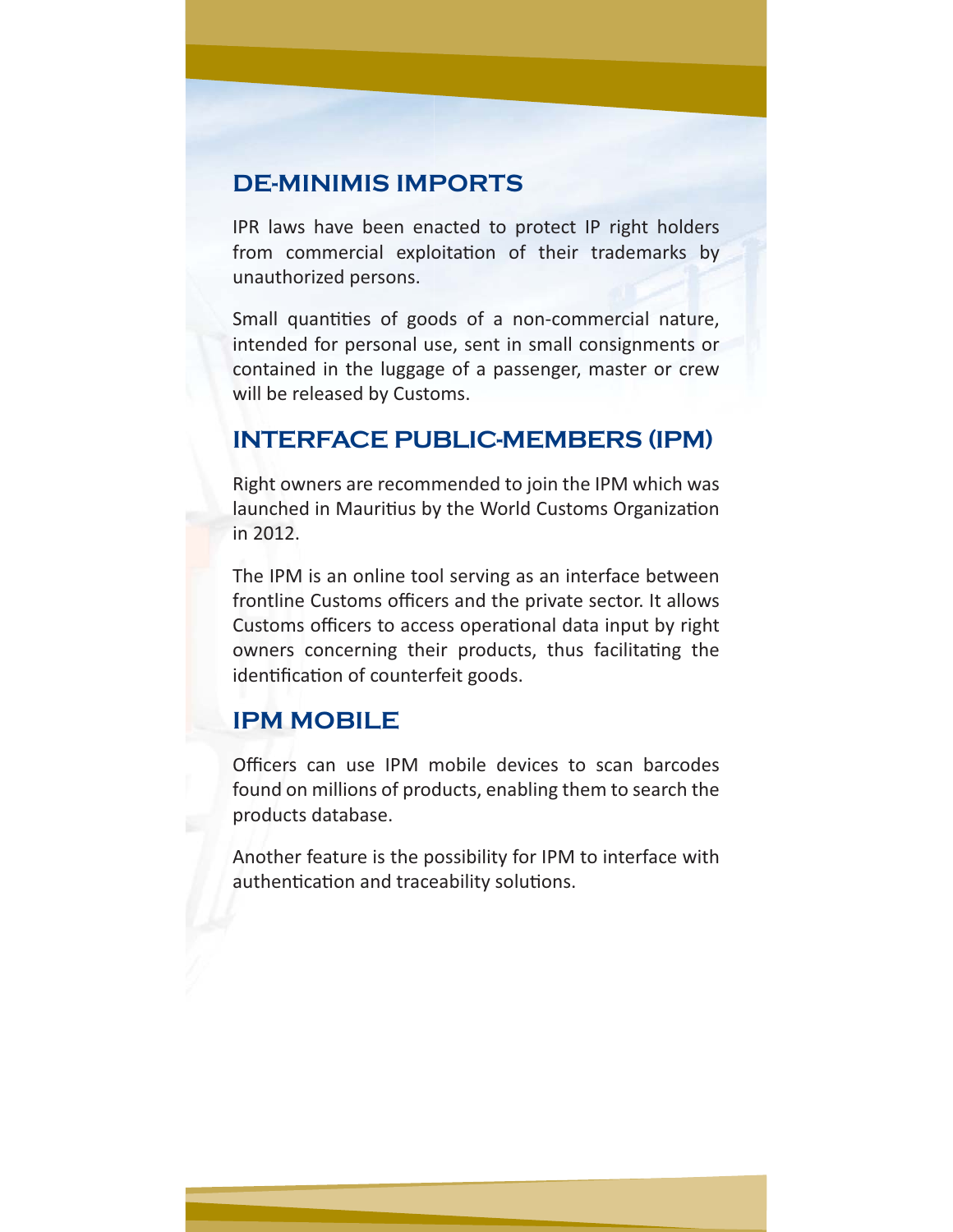## DE-MINIMIS IMPORTS

IPR laws have been enacted to protect IP right holders from commercial exploitation of their trademarks by unauthorized persons.

Small quantities of goods of a non-commercial nature, intended for personal use, sent in small consignments or contained in the luggage of a passenger, master or crew will be released by Customs.

## INTERFACE PUBLIC-MEMBERS (IPM)

Right owners are recommended to join the IPM which was launched in Mauritius by the World Customs Organization in 2012.

The IPM is an online tool serving as an interface between frontline Customs officers and the private sector. It allows Customs officers to access operational data input by right owners concerning their products, thus facilitating the identification of counterfeit goods.

## IPM MOBILE

Officers can use IPM mobile devices to scan barcodes found on millions of products, enabling them to search the products database.

Another feature is the possibility for IPM to interface with authentication and traceability solutions.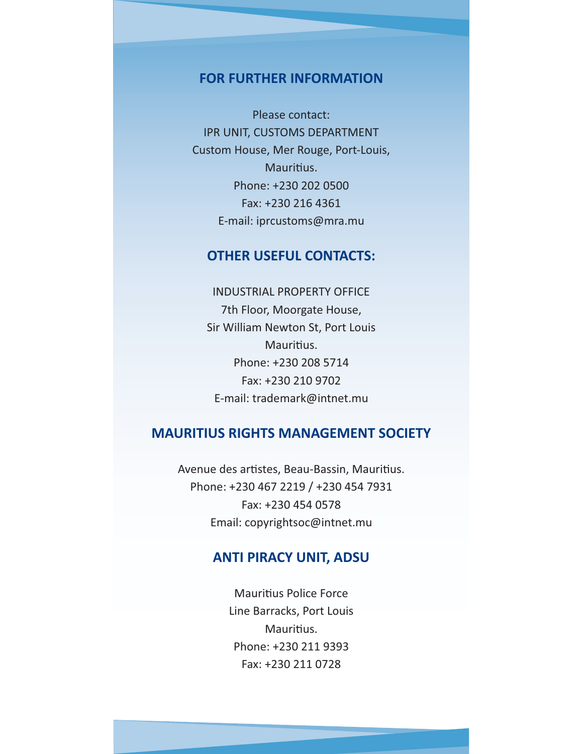## FOR FURTHER INFORMATION

Please contact:
IPR UNIT, CUSTOMS DEPARTMENT
Custom House, Mer Rouge, Port-Louis,
Mauritius.
Phone: +230 202 0500
Fax: +230 216 4361
E-mail: iprcustoms@mra.mu

## OTHER USEFUL CONTACTS:

INDUSTRIAL PROPERTY OFFICE
7th Floor, Moorgate House,
Sir William Newton St, Port Louis
Mauritius.
Phone: +230 208 5714
Fax: +230 210 9702
E-mail: trademark@intnet.mu

## MAURITIUS RIGHTS MANAGEMENT SOCIETY

Avenue des artistes, Beau-Bassin, Mauritius.
Phone: +230 467 2219 / +230 454 7931
Fax: +230 454 0578
Email: copyrightsoc@intnet.mu

## ANTI PIRACY UNIT, ADSU

Mauritius Police Force
Line Barracks, Port Louis
Mauritius.
Phone: +230 211 9393
Fax: +230 211 0728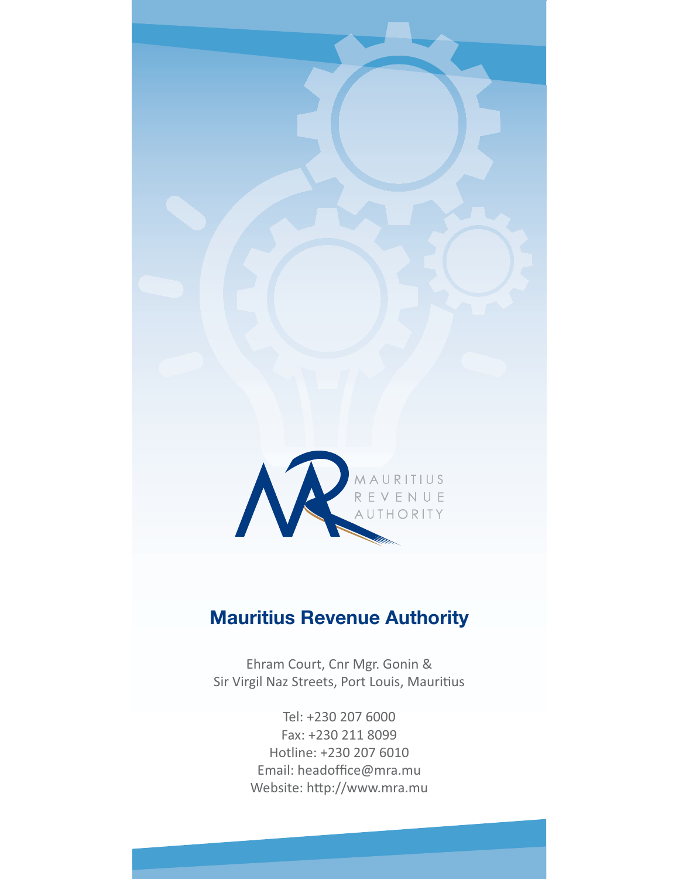MAURITIUS
REVENUE
AUTHORITY

## Mauritius Revenue Authority

Ehram Court, Cnr Mgr. Gonin &
Sir Virgil Naz Streets, Port Louis, Mauritius

Tel: +230 207 6000
Fax: +230 211 8099
Hotline: +230 207 6010
Email: headoffice@mra.mu
Website: http://www.mra.mu